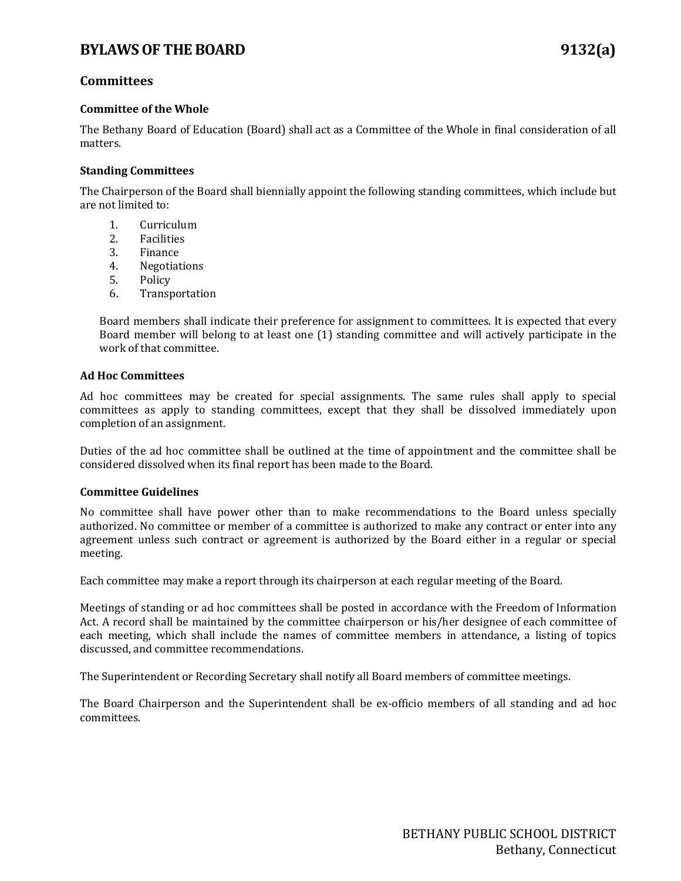# BYLAWS OF THE BOARD 9132(a)

## Committees

### Committee of the Whole

The Bethany Board of Education (Board) shall act as a Committee of the Whole in final consideration of all matters.

### Standing Committees

The Chairperson of the Board shall biennially appoint the following standing committees, which include but are not limited to:

1. Curriculum
2. Facilities
3. Finance
4. Negotiations
5. Policy
6. Transportation

Board members shall indicate their preference for assignment to committees. It is expected that every Board member will belong to at least one (1) standing committee and will actively participate in the work of that committee.

### Ad Hoc Committees

Ad hoc committees may be created for special assignments. The same rules shall apply to special committees as apply to standing committees, except that they shall be dissolved immediately upon completion of an assignment.

Duties of the ad hoc committee shall be outlined at the time of appointment and the committee shall be considered dissolved when its final report has been made to the Board.

### Committee Guidelines

No committee shall have power other than to make recommendations to the Board unless specially authorized. No committee or member of a committee is authorized to make any contract or enter into any agreement unless such contract or agreement is authorized by the Board either in a regular or special meeting.

Each committee may make a report through its chairperson at each regular meeting of the Board.

Meetings of standing or ad hoc committees shall be posted in accordance with the Freedom of Information Act. A record shall be maintained by the committee chairperson or his/her designee of each committee of each meeting, which shall include the names of committee members in attendance, a listing of topics discussed, and committee recommendations.

The Superintendent or Recording Secretary shall notify all Board members of committee meetings.

The Board Chairperson and the Superintendent shall be ex-officio members of all standing and ad hoc committees.

BETHANY PUBLIC SCHOOL DISTRICT
Bethany, Connecticut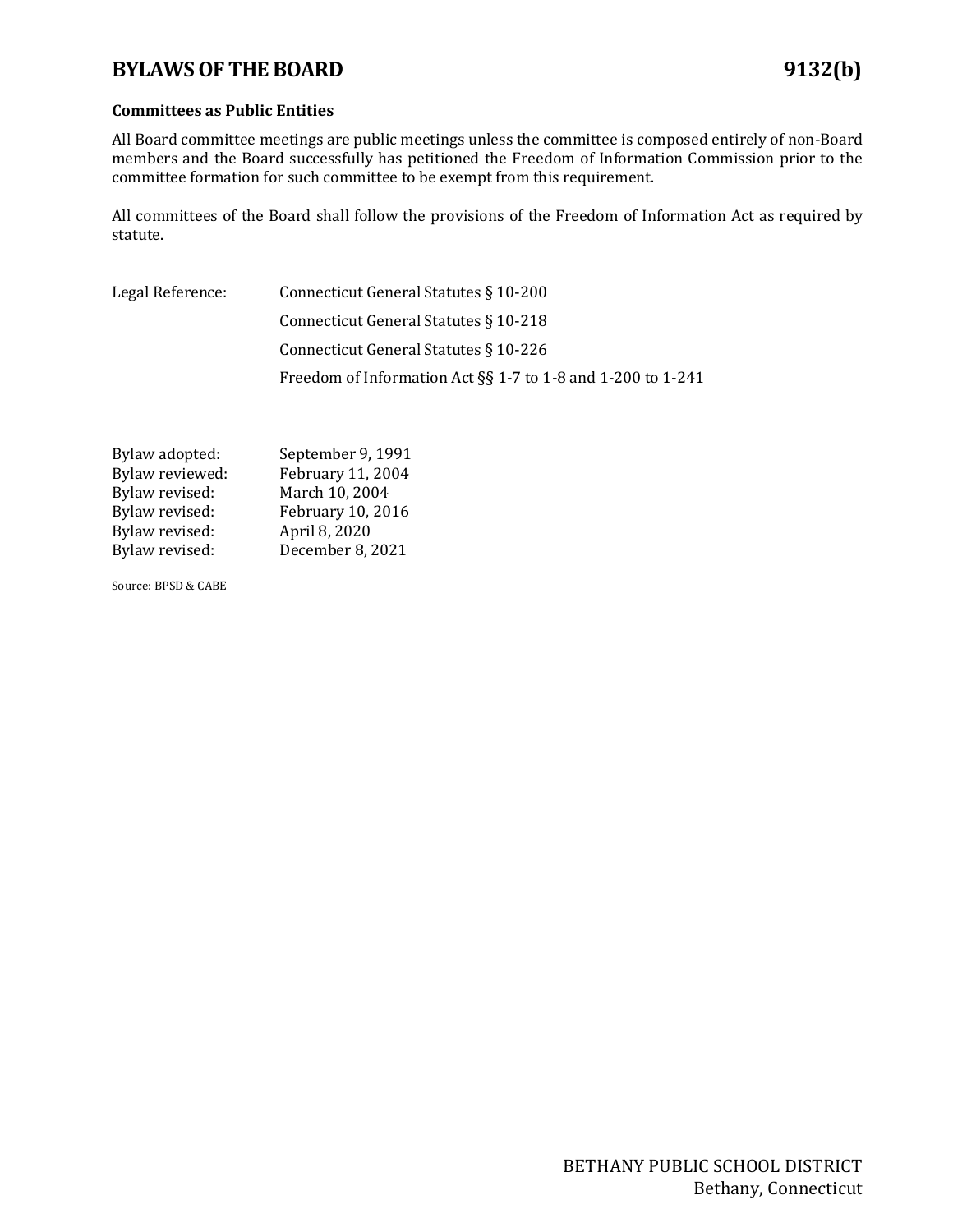**Committees as Public Entities**

All Board committee meetings are public meetings unless the committee is composed entirely of non-Board members and the Board successfully has petitioned the Freedom of Information Commission prior to the committee formation for such committee to be exempt from this requirement.

All committees of the Board shall follow the provisions of the Freedom of Information Act as required by statute.

| | |
|---|---|
| Legal Reference: | Connecticut General Statutes § 10-200 |
| | Connecticut General Statutes § 10-218 |
| | Connecticut General Statutes § 10-226 |
| | Freedom of Information Act §§ 1-7 to 1-8 and 1-200 to 1-241 |

| | |
|---|---|
| Bylaw adopted: | September 9, 1991 |
| Bylaw reviewed: | February 11, 2004 |
| Bylaw revised: | March 10, 2004 |
| Bylaw revised: | February 10, 2016 |
| Bylaw revised: | April 8, 2020 |
| Bylaw revised: | December 8, 2021 |

Source: BPSD & CABE